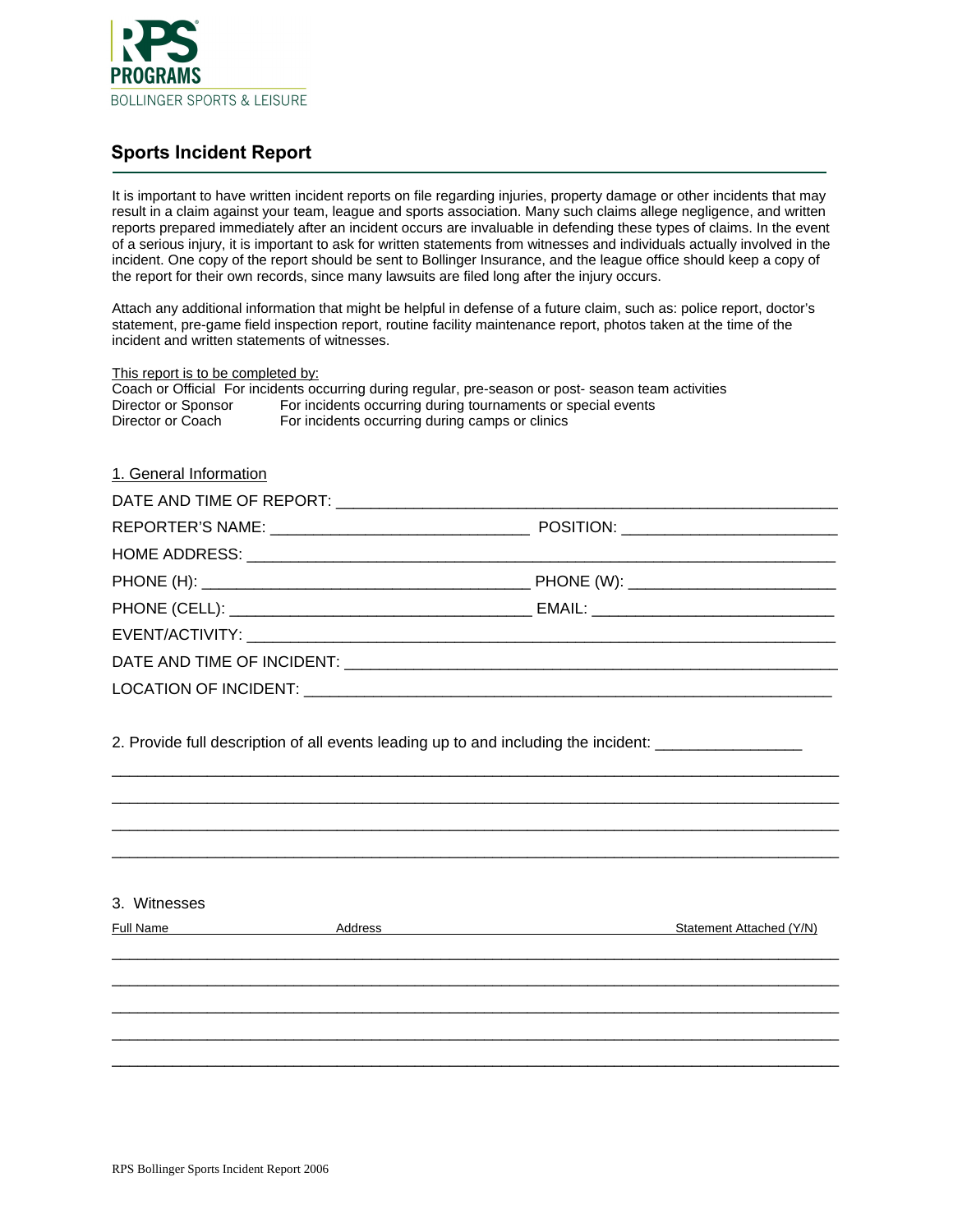RPS PROGRAMS
BOLLINGER SPORTS & LEISURE

# Sports Incident Report

It is important to have written incident reports on file regarding injuries, property damage or other incidents that may result in a claim against your team, league and sports association. Many such claims allege negligence, and written reports prepared immediately after an incident occurs are invaluable in defending these types of claims. In the event of a serious injury, it is important to ask for written statements from witnesses and individuals actually involved in the incident. One copy of the report should be sent to Bollinger Insurance, and the league office should keep a copy of the report for their own records, since many lawsuits are filed long after the injury occurs.

Attach any additional information that might be helpful in defense of a future claim, such as: police report, doctor's statement, pre-game field inspection report, routine facility maintenance report, photos taken at the time of the incident and written statements of witnesses.

This report is to be completed by:

| | |
|---|---|
| Coach or Official | For incidents occurring during regular, pre-season or post- season team activities |
| Director or Sponsor | For incidents occurring during tournaments or special events |
| Director or Coach | For incidents occurring during camps or clinics |

## 1. General Information

DATE AND TIME OF REPORT: ____________________________________________

REPORTER'S NAME: ______________________ POSITION: ____________________

HOME ADDRESS: _______________________________________________________

PHONE (H): ____________________________ PHONE (W): ____________________

PHONE (CELL): _________________________ EMAIL: ________________________

EVENT/ACTIVITY: ______________________________________________________

DATE AND TIME OF INCIDENT: ___________________________________________

LOCATION OF INCIDENT: ________________________________________________

## 2. Provide full description of all events leading up to and including the incident: ________________

______________________________________________________________________

______________________________________________________________________

______________________________________________________________________

______________________________________________________________________

## 3. Witnesses

| Full Name | Address | Statement Attached (Y/N) |
|---|---|---|
| | | |
| | | |
| | | |
| | | |
| | | |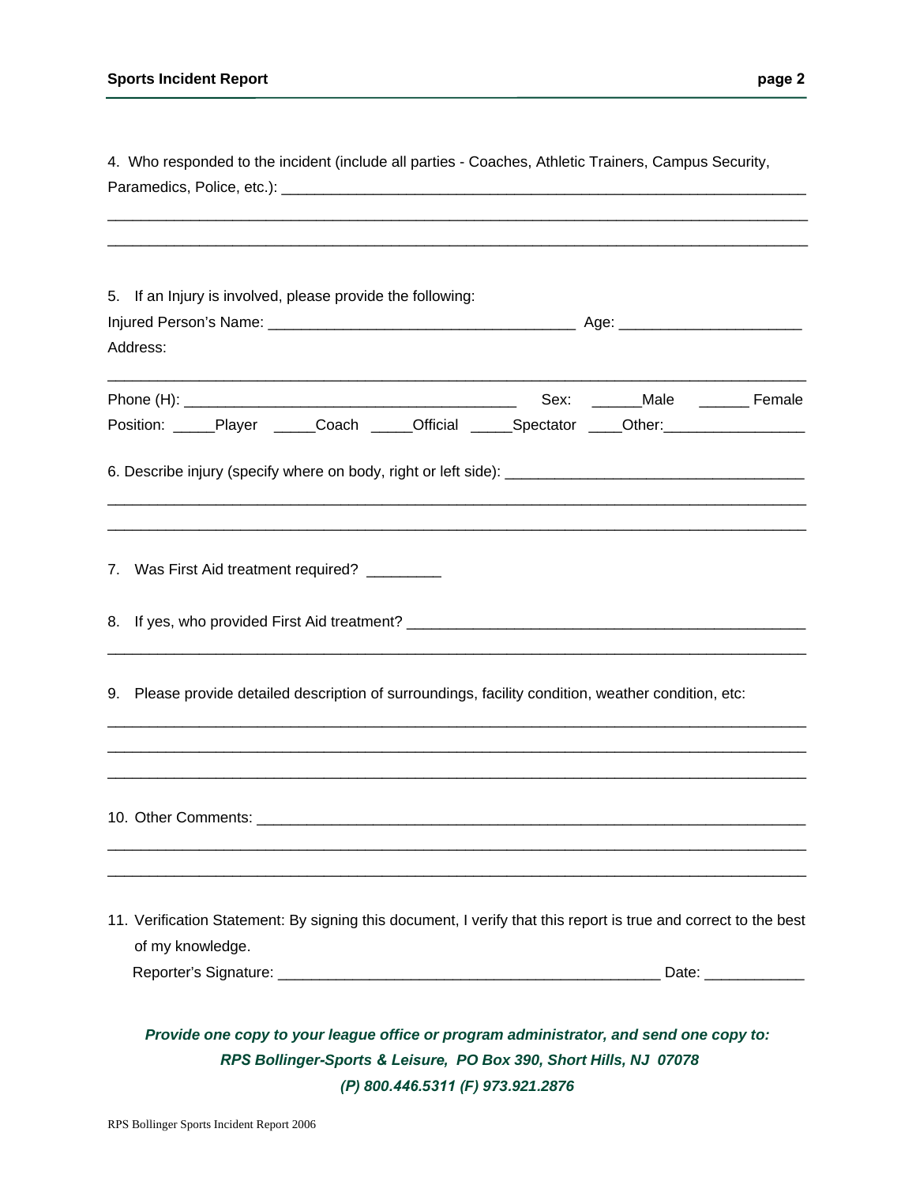4. Who responded to the incident (include all parties - Coaches, Athletic Trainers, Campus Security, Paramedics, Police, etc.): ____________________________________________________________

________________________________________________________________________________

________________________________________________________________________________

5. If an Injury is involved, please provide the following:

Injured Person's Name: ____________________________________ Age: ____________________

Address:

________________________________________________________________________________

Phone (H): ______________________________________ Sex: ______Male ______ Female

Position: _____Player _____Coach _____Official _____Spectator ____Other:________________

6. Describe injury (specify where on body, right or left side): __________________________________

________________________________________________________________________________

________________________________________________________________________________

7. Was First Aid treatment required? _________

8. If yes, who provided First Aid treatment? _____________________________________________

________________________________________________________________________________

9. Please provide detailed description of surroundings, facility condition, weather condition, etc:

________________________________________________________________________________

________________________________________________________________________________

________________________________________________________________________________

10. Other Comments: ______________________________________________________________

________________________________________________________________________________

________________________________________________________________________________

11. Verification Statement: By signing this document, I verify that this report is true and correct to the best of my knowledge.

Reporter's Signature: _____________________________________________ Date: ___________

***Provide one copy to your league office or program administrator, and send one copy to:***
***RPS Bollinger-Sports & Leisure, PO Box 390, Short Hills, NJ 07078***
***(P) 800.446.5311 (F) 973.921.2876***

RPS Bollinger Sports Incident Report 2006